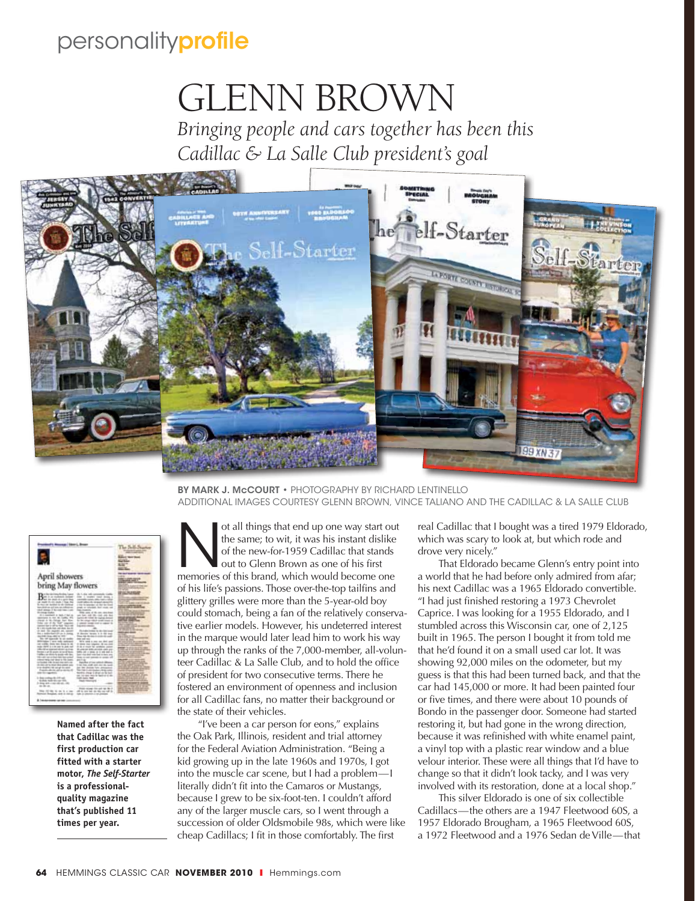personality**profile**

# GLENN BROWN

*Bringing people and cars together has been this Cadillac & La Salle Club president's goal*

BY MARK J. McCOURT • PHOTOGRAPHY BY RICHARD LENTINELLO
ADDITIONAL IMAGES COURTESY GLENN BROWN, VINCE TALIANO AND THE CADILLAC & LA SALLE CLUB

**Named after the fact that Cadillac was the first production car fitted with a starter motor, *The Self-Starter* is a professional-quality magazine that's published 11 times per year.**

Not all things that end up one way start out the same; to wit, it was his instant dislike of the new-for-1959 Cadillac that stands out to Glenn Brown as one of his first memories of this brand, which would become one of his life's passions. Those over-the-top tailfins and glittery grilles were more than the 5-year-old boy could stomach, being a fan of the relatively conservative earlier models. However, his undeterred interest in the marque would later lead him to work his way up through the ranks of the 7,000-member, all-volunteer Cadillac & La Salle Club, and to hold the office of president for two consecutive terms. There he fostered an environment of openness and inclusion for all Cadillac fans, no matter their background or the state of their vehicles.

"I've been a car person for eons," explains the Oak Park, Illinois, resident and trial attorney for the Federal Aviation Administration. "Being a kid growing up in the late 1960s and 1970s, I got into the muscle car scene, but I had a problem—I literally didn't fit into the Camaros or Mustangs, because I grew to be six-foot-ten. I couldn't afford any of the larger muscle cars, so I went through a succession of older Oldsmobile 98s, which were like cheap Cadillacs; I fit in those comfortably. The first real Cadillac that I bought was a tired 1979 Eldorado, which was scary to look at, but which rode and drove very nicely."

That Eldorado became Glenn's entry point into a world that he had before only admired from afar; his next Cadillac was a 1965 Eldorado convertible. "I had just finished restoring a 1973 Chevrolet Caprice. I was looking for a 1955 Eldorado, and I stumbled across this Wisconsin car, one of 2,125 built in 1965. The person I bought it from told me that he'd found it on a small used car lot. It was showing 92,000 miles on the odometer, but my guess is that this had been turned back, and that the car had 145,000 or more. It had been painted four or five times, and there were about 10 pounds of Bondo in the passenger door. Someone had started restoring it, but had gone in the wrong direction, because it was refinished with white enamel paint, a vinyl top with a plastic rear window and a blue velour interior. These were all things that I'd have to change so that it didn't look tacky, and I was very involved with its restoration, done at a local shop."

This silver Eldorado is one of six collectible Cadillacs—the others are a 1947 Fleetwood 60S, a 1957 Eldorado Brougham, a 1965 Fleetwood 60S, a 1972 Fleetwood and a 1976 Sedan de Ville—that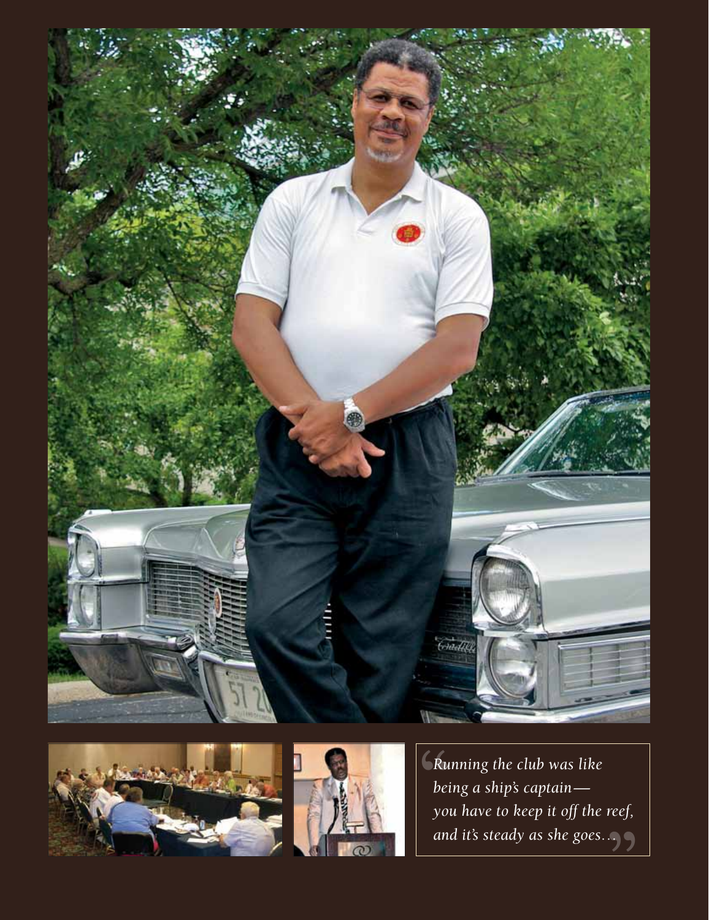*Running the club was like being a ship's captain—you have to keep it off the reef, and it's steady as she goes...*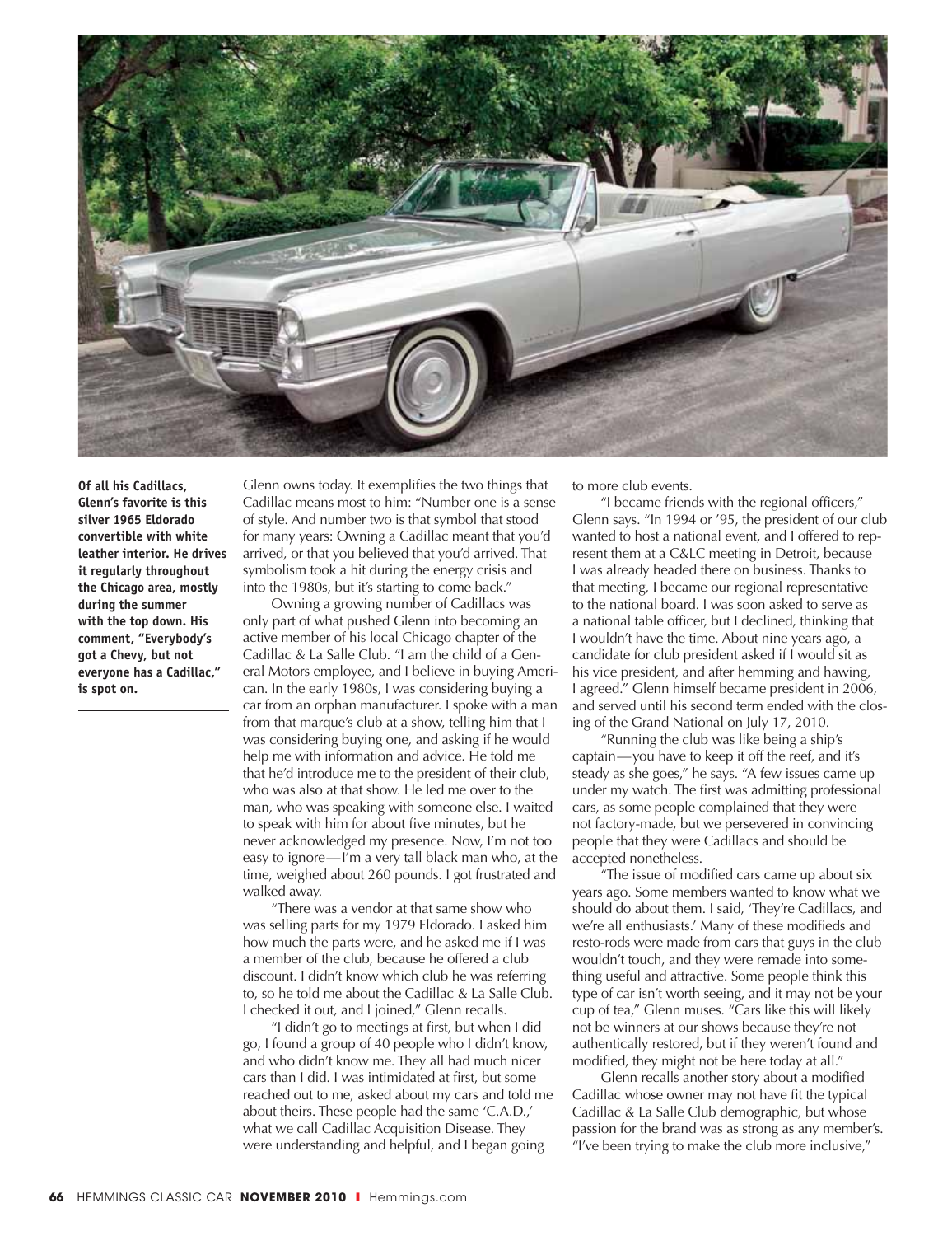**Of all his Cadillacs, Glenn's favorite is this silver 1965 Eldorado convertible with white leather interior. He drives it regularly throughout the Chicago area, mostly during the summer with the top down. His comment, "Everybody's got a Chevy, but not everyone has a Cadillac," is spot on.**

Glenn owns today. It exemplifies the two things that Cadillac means most to him: "Number one is a sense of style. And number two is that symbol that stood for many years: Owning a Cadillac meant that you'd arrived, or that you believed that you'd arrived. That symbolism took a hit during the energy crisis and into the 1980s, but it's starting to come back."

Owning a growing number of Cadillacs was only part of what pushed Glenn into becoming an active member of his local Chicago chapter of the Cadillac & La Salle Club. "I am the child of a General Motors employee, and I believe in buying American. In the early 1980s, I was considering buying a car from an orphan manufacturer. I spoke with a man from that marque's club at a show, telling him that I was considering buying one, and asking if he would help me with information and advice. He told me that he'd introduce me to the president of their club, who was also at that show. He led me over to the man, who was speaking with someone else. I waited to speak with him for about five minutes, but he never acknowledged my presence. Now, I'm not too easy to ignore—I'm a very tall black man who, at the time, weighed about 260 pounds. I got frustrated and walked away.

"There was a vendor at that same show who was selling parts for my 1979 Eldorado. I asked him how much the parts were, and he asked me if I was a member of the club, because he offered a club discount. I didn't know which club he was referring to, so he told me about the Cadillac & La Salle Club. I checked it out, and I joined," Glenn recalls.

"I didn't go to meetings at first, but when I did go, I found a group of 40 people who I didn't know, and who didn't know me. They all had much nicer cars than I did. I was intimidated at first, but some reached out to me, asked about my cars and told me about theirs. These people had the same 'C.A.D.,' what we call Cadillac Acquisition Disease. They were understanding and helpful, and I began going to more club events.

"I became friends with the regional officers," Glenn says. "In 1994 or '95, the president of our club wanted to host a national event, and I offered to represent them at a C&LC meeting in Detroit, because I was already headed there on business. Thanks to that meeting, I became our regional representative to the national board. I was soon asked to serve as a national table officer, but I declined, thinking that I wouldn't have the time. About nine years ago, a candidate for club president asked if I would sit as his vice president, and after hemming and hawing, I agreed." Glenn himself became president in 2006, and served until his second term ended with the closing of the Grand National on July 17, 2010.

"Running the club was like being a ship's captain—you have to keep it off the reef, and it's steady as she goes," he says. "A few issues came up under my watch. The first was admitting professional cars, as some people complained that they were not factory-made, but we persevered in convincing people that they were Cadillacs and should be accepted nonetheless.

"The issue of modified cars came up about six years ago. Some members wanted to know what we should do about them. I said, 'They're Cadillacs, and we're all enthusiasts.' Many of these modifieds and resto-rods were made from cars that guys in the club wouldn't touch, and they were remade into something useful and attractive. Some people think this type of car isn't worth seeing, and it may not be your cup of tea," Glenn muses. "Cars like this will likely not be winners at our shows because they're not authentically restored, but if they weren't found and modified, they might not be here today at all."

Glenn recalls another story about a modified Cadillac whose owner may not have fit the typical Cadillac & La Salle Club demographic, but whose passion for the brand was as strong as any member's. "I've been trying to make the club more inclusive,"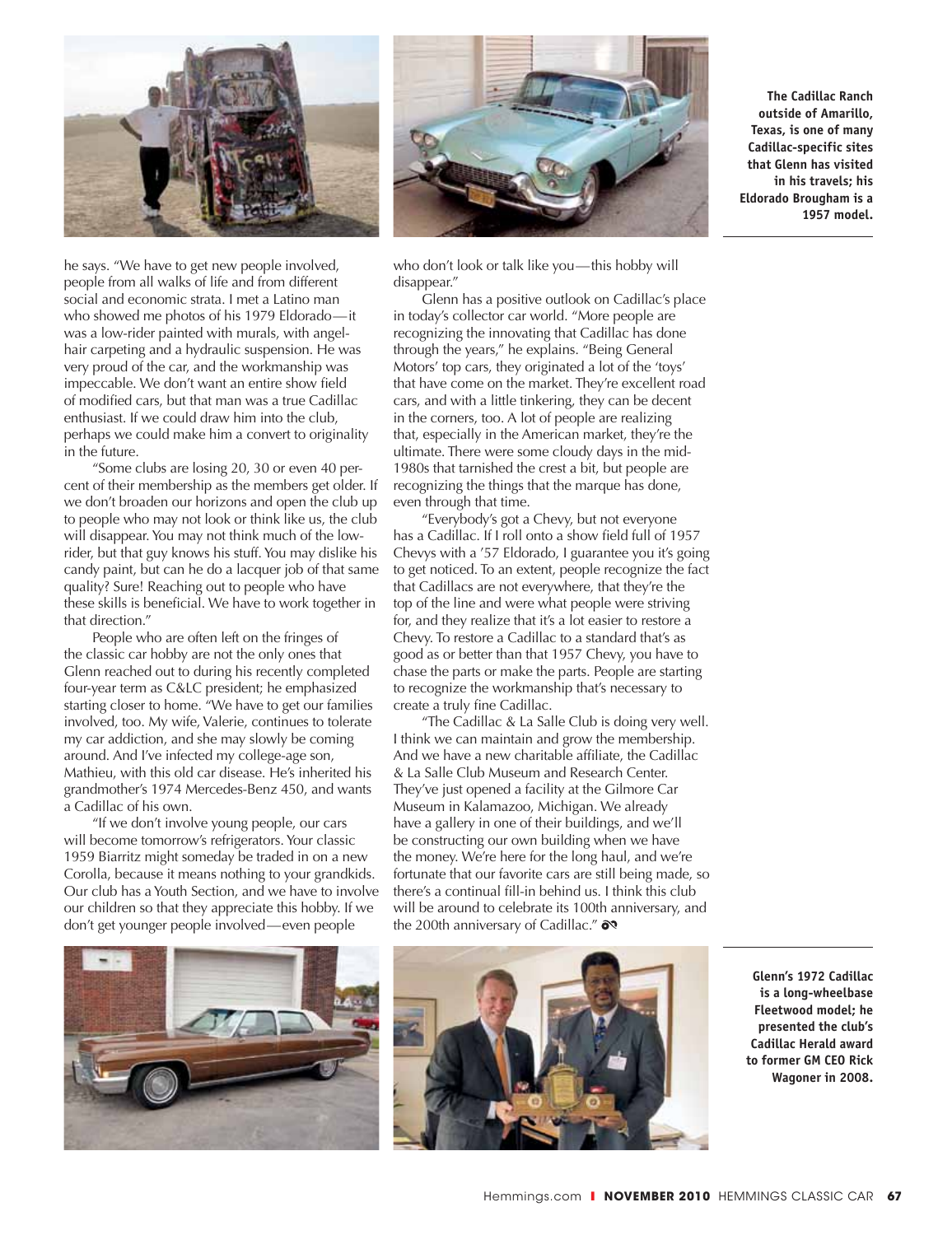he says. "We have to get new people involved, people from all walks of life and from different social and economic strata. I met a Latino man who showed me photos of his 1979 Eldorado—it was a low-rider painted with murals, with angel-hair carpeting and a hydraulic suspension. He was very proud of the car, and the workmanship was impeccable. We don't want an entire show field of modified cars, but that man was a true Cadillac enthusiast. If we could draw him into the club, perhaps we could make him a convert to originality in the future.

"Some clubs are losing 20, 30 or even 40 percent of their membership as the members get older. If we don't broaden our horizons and open the club up to people who may not look or think like us, the club will disappear. You may not think much of the low-rider, but that guy knows his stuff. You may dislike his candy paint, but can he do a lacquer job of that same quality? Sure! Reaching out to people who have these skills is beneficial. We have to work together in that direction."

People who are often left on the fringes of the classic car hobby are not the only ones that Glenn reached out to during his recently completed four-year term as C&LC president; he emphasized starting closer to home. "We have to get our families involved, too. My wife, Valerie, continues to tolerate my car addiction, and she may slowly be coming around. And I've infected my college-age son, Mathieu, with this old car disease. He's inherited his grandmother's 1974 Mercedes-Benz 450, and wants a Cadillac of his own.

"If we don't involve young people, our cars will become tomorrow's refrigerators. Your classic 1959 Biarritz might someday be traded in on a new Corolla, because it means nothing to your grandkids. Our club has a Youth Section, and we have to involve our children so that they appreciate this hobby. If we don't get younger people involved—even people who don't look or talk like you—this hobby will disappear."

Glenn has a positive outlook on Cadillac's place in today's collector car world. "More people are recognizing the innovating that Cadillac has done through the years," he explains. "Being General Motors' top cars, they originated a lot of the 'toys' that have come on the market. They're excellent road cars, and with a little tinkering, they can be decent in the corners, too. A lot of people are realizing that, especially in the American market, they're the ultimate. There were some cloudy days in the mid-1980s that tarnished the crest a bit, but people are recognizing the things that the marque has done, even through that time.

"Everybody's got a Chevy, but not everyone has a Cadillac. If I roll onto a show field full of 1957 Chevys with a '57 Eldorado, I guarantee you it's going to get noticed. To an extent, people recognize the fact that Cadillacs are not everywhere, that they're the top of the line and were what people were striving for, and they realize that it's a lot easier to restore a Chevy. To restore a Cadillac to a standard that's as good as or better than that 1957 Chevy, you have to chase the parts or make the parts. People are starting to recognize the workmanship that's necessary to create a truly fine Cadillac.

"The Cadillac & La Salle Club is doing very well. I think we can maintain and grow the membership. And we have a new charitable affiliate, the Cadillac & La Salle Club Museum and Research Center. They've just opened a facility at the Gilmore Car Museum in Kalamazoo, Michigan. We already have a gallery in one of their buildings, and we'll be constructing our own building when we have the money. We're here for the long haul, and we're fortunate that our favorite cars are still being made, so there's a continual fill-in behind us. I think this club will be around to celebrate its 100th anniversary, and the 200th anniversary of Cadillac."

**The Cadillac Ranch outside of Amarillo, Texas, is one of many Cadillac-specific sites that Glenn has visited in his travels; his Eldorado Brougham is a 1957 model.**

**Glenn's 1972 Cadillac is a long-wheelbase Fleetwood model; he presented the club's Cadillac Herald award to former GM CEO Rick Wagoner in 2008.**